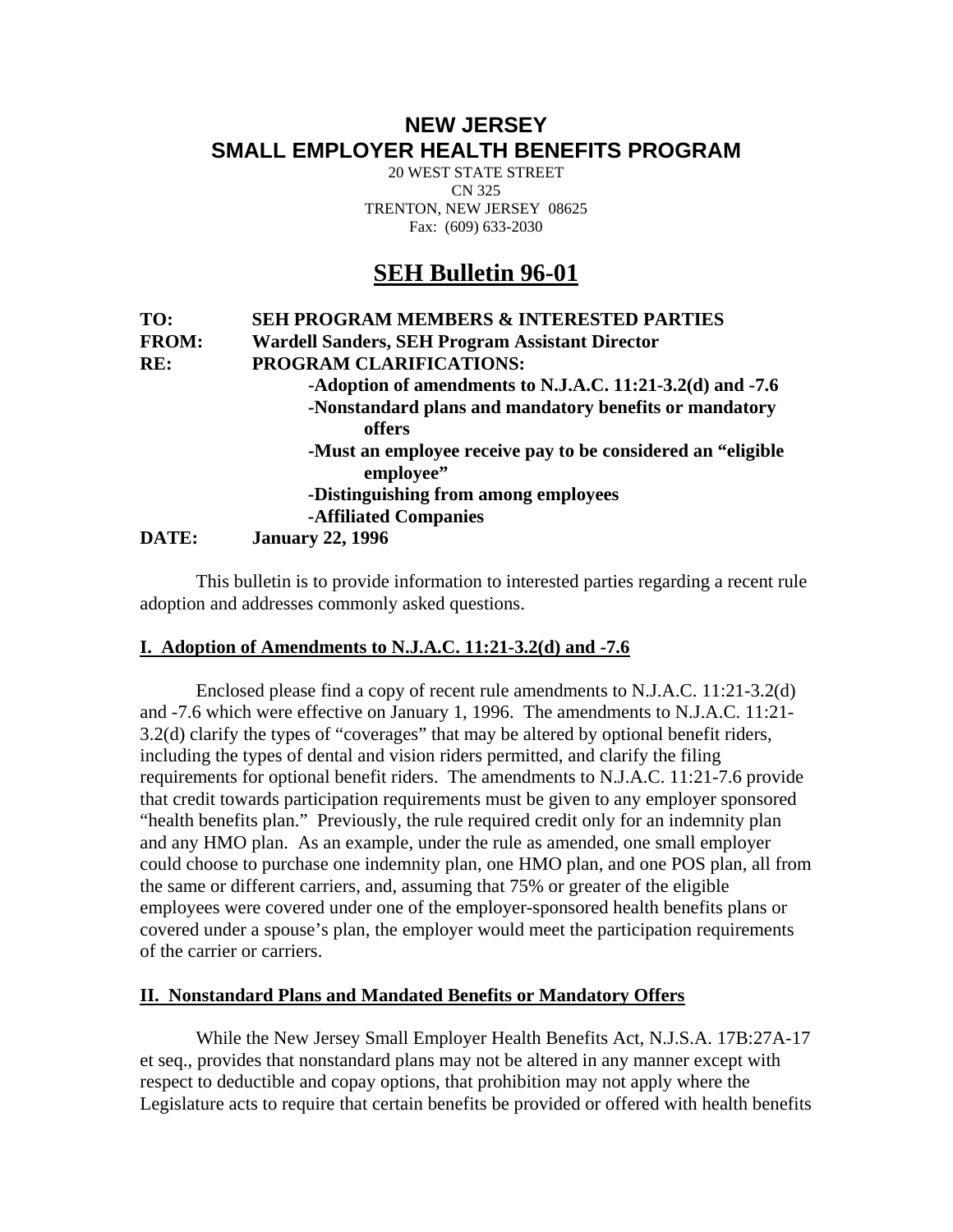# NEW JERSEY
# SMALL EMPLOYER HEALTH BENEFITS PROGRAM

20 WEST STATE STREET
CN 325
TRENTON, NEW JERSEY 08625
Fax: (609) 633-2030

## SEH Bulletin 96-01

**TO:** **SEH PROGRAM MEMBERS & INTERESTED PARTIES**
**FROM:** **Wardell Sanders, SEH Program Assistant Director**
**RE:** **PROGRAM CLARIFICATIONS:**
- **Adoption of amendments to N.J.A.C. 11:21-3.2(d) and -7.6**
- **Nonstandard plans and mandatory benefits or mandatory offers**
- **Must an employee receive pay to be considered an "eligible employee"**
- **Distinguishing from among employees**
- **Affiliated Companies**

**DATE:** **January 22, 1996**

This bulletin is to provide information to interested parties regarding a recent rule adoption and addresses commonly asked questions.

### I. Adoption of Amendments to N.J.A.C. 11:21-3.2(d) and -7.6

Enclosed please find a copy of recent rule amendments to N.J.A.C. 11:21-3.2(d) and -7.6 which were effective on January 1, 1996. The amendments to N.J.A.C. 11:21-3.2(d) clarify the types of "coverages" that may be altered by optional benefit riders, including the types of dental and vision riders permitted, and clarify the filing requirements for optional benefit riders. The amendments to N.J.A.C. 11:21-7.6 provide that credit towards participation requirements must be given to any employer sponsored "health benefits plan." Previously, the rule required credit only for an indemnity plan and any HMO plan. As an example, under the rule as amended, one small employer could choose to purchase one indemnity plan, one HMO plan, and one POS plan, all from the same or different carriers, and, assuming that 75% or greater of the eligible employees were covered under one of the employer-sponsored health benefits plans or covered under a spouse's plan, the employer would meet the participation requirements of the carrier or carriers.

### II. Nonstandard Plans and Mandated Benefits or Mandatory Offers

While the New Jersey Small Employer Health Benefits Act, N.J.S.A. 17B:27A-17 et seq., provides that nonstandard plans may not be altered in any manner except with respect to deductible and copay options, that prohibition may not apply where the Legislature acts to require that certain benefits be provided or offered with health benefits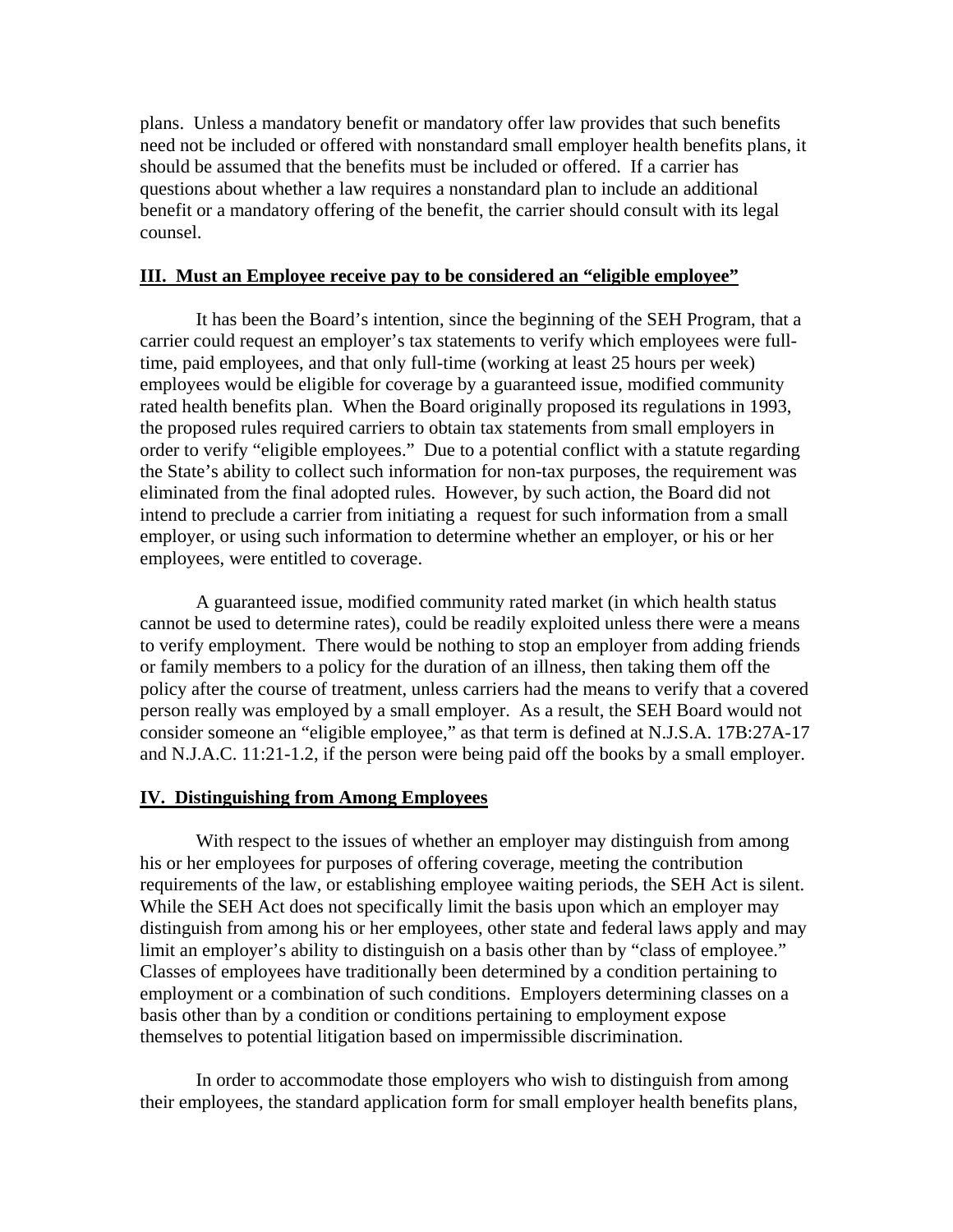plans. Unless a mandatory benefit or mandatory offer law provides that such benefits need not be included or offered with nonstandard small employer health benefits plans, it should be assumed that the benefits must be included or offered. If a carrier has questions about whether a law requires a nonstandard plan to include an additional benefit or a mandatory offering of the benefit, the carrier should consult with its legal counsel.

## III. Must an Employee receive pay to be considered an "eligible employee"

It has been the Board's intention, since the beginning of the SEH Program, that a carrier could request an employer's tax statements to verify which employees were full-time, paid employees, and that only full-time (working at least 25 hours per week) employees would be eligible for coverage by a guaranteed issue, modified community rated health benefits plan. When the Board originally proposed its regulations in 1993, the proposed rules required carriers to obtain tax statements from small employers in order to verify "eligible employees." Due to a potential conflict with a statute regarding the State's ability to collect such information for non-tax purposes, the requirement was eliminated from the final adopted rules. However, by such action, the Board did not intend to preclude a carrier from initiating a request for such information from a small employer, or using such information to determine whether an employer, or his or her employees, were entitled to coverage.

A guaranteed issue, modified community rated market (in which health status cannot be used to determine rates), could be readily exploited unless there were a means to verify employment. There would be nothing to stop an employer from adding friends or family members to a policy for the duration of an illness, then taking them off the policy after the course of treatment, unless carriers had the means to verify that a covered person really was employed by a small employer. As a result, the SEH Board would not consider someone an "eligible employee," as that term is defined at N.J.S.A. 17B:27A-17 and N.J.A.C. 11:21-1.2, if the person were being paid off the books by a small employer.

## IV. Distinguishing from Among Employees

With respect to the issues of whether an employer may distinguish from among his or her employees for purposes of offering coverage, meeting the contribution requirements of the law, or establishing employee waiting periods, the SEH Act is silent. While the SEH Act does not specifically limit the basis upon which an employer may distinguish from among his or her employees, other state and federal laws apply and may limit an employer's ability to distinguish on a basis other than by "class of employee." Classes of employees have traditionally been determined by a condition pertaining to employment or a combination of such conditions. Employers determining classes on a basis other than by a condition or conditions pertaining to employment expose themselves to potential litigation based on impermissible discrimination.

In order to accommodate those employers who wish to distinguish from among their employees, the standard application form for small employer health benefits plans,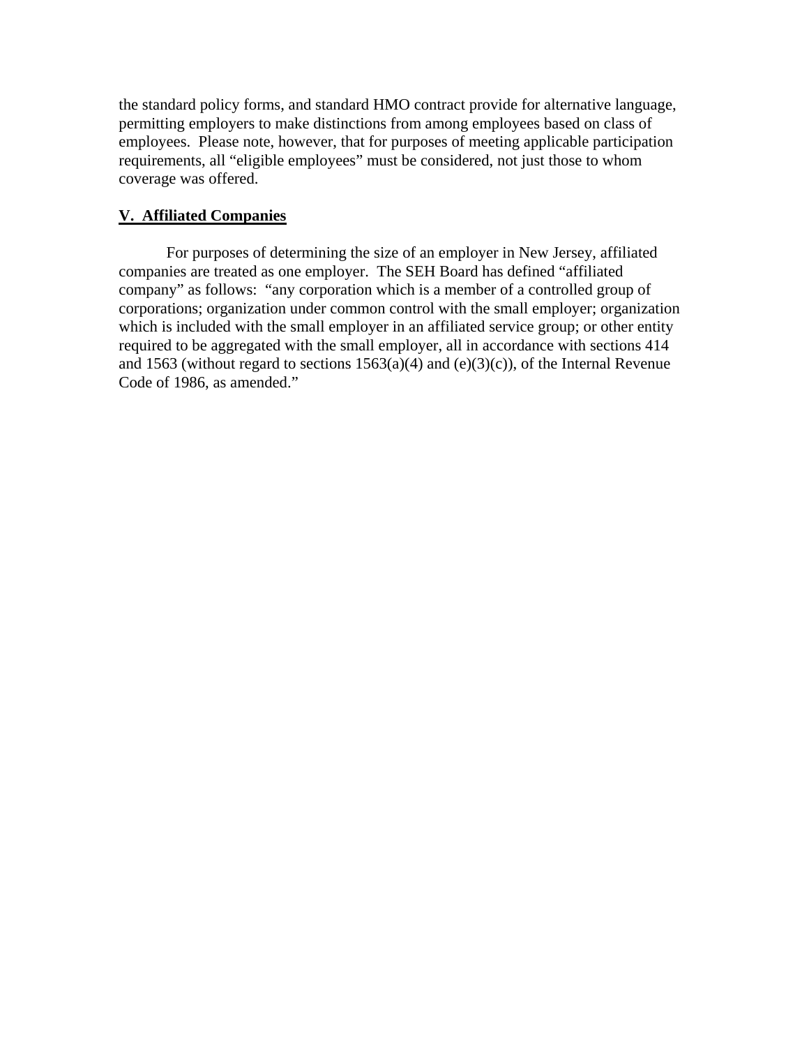the standard policy forms, and standard HMO contract provide for alternative language, permitting employers to make distinctions from among employees based on class of employees. Please note, however, that for purposes of meeting applicable participation requirements, all "eligible employees" must be considered, not just those to whom coverage was offered.

## V. Affiliated Companies

For purposes of determining the size of an employer in New Jersey, affiliated companies are treated as one employer. The SEH Board has defined "affiliated company" as follows: "any corporation which is a member of a controlled group of corporations; organization under common control with the small employer; organization which is included with the small employer in an affiliated service group; or other entity required to be aggregated with the small employer, all in accordance with sections 414 and 1563 (without regard to sections 1563(a)(4) and (e)(3)(c)), of the Internal Revenue Code of 1986, as amended."